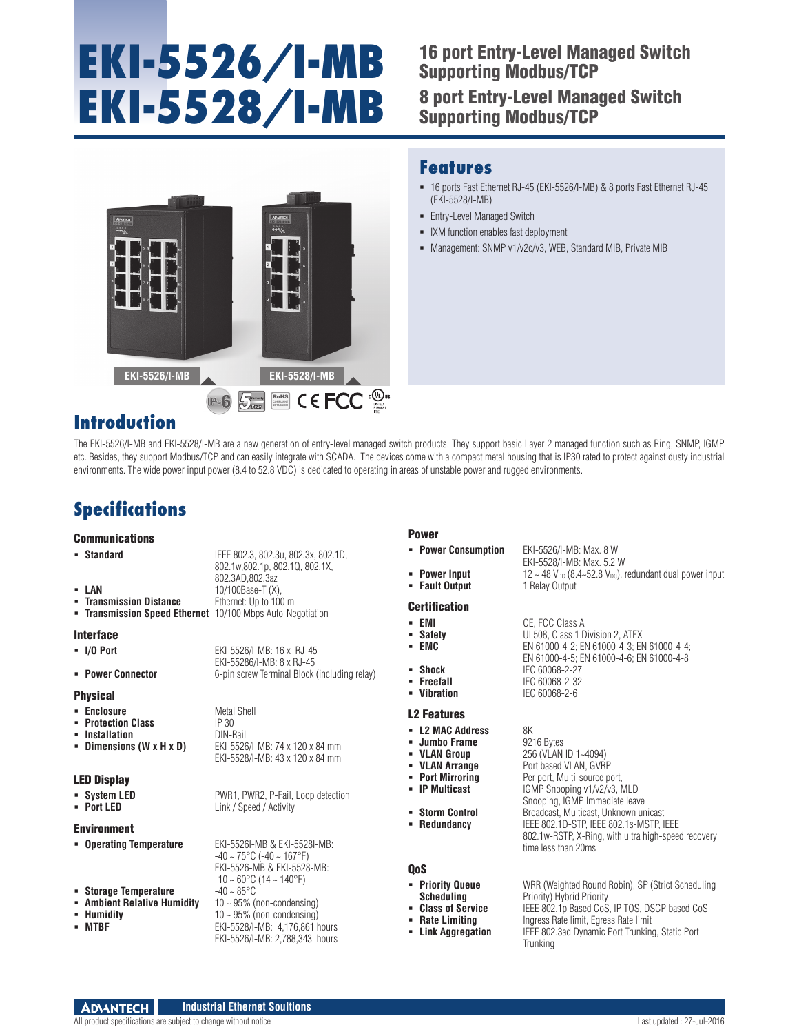# EKI-5526/I-MB
# EKI-5528/I-MB

## 16 port Entry-Level Managed Switch Supporting Modbus/TCP
## 8 port Entry-Level Managed Switch Supporting Modbus/TCP

EKI-5526/I-MB    EKI-5528/I-MB

## Features

- 16 ports Fast Ethernet RJ-45 (EKI-5526/I-MB) & 8 ports Fast Ethernet RJ-45 (EKI-5528/I-MB)
- Entry-Level Managed Switch
- IXM function enables fast deployment
- Management: SNMP v1/v2c/v3, WEB, Standard MIB, Private MIB

## Introduction

The EKI-5526/I-MB and EKI-5528/I-MB are a new generation of entry-level managed switch products. They support basic Layer 2 managed function such as Ring, SNMP, IGMP etc. Besides, they support Modbus/TCP and can easily integrate with SCADA. The devices come with a compact metal housing that is IP30 rated to protect against dusty industrial environments. The wide power input power (8.4 to 52.8 VDC) is dedicated to operating in areas of unstable power and rugged environments.

## Specifications

### Communications

- **Standard**: IEEE 802.3, 802.3u, 802.3x, 802.1D, 802.1w,802.1p, 802.1Q, 802.1X, 802.3AD,802.3az
- **LAN**: 10/100Base-T (X),
- **Transmission Distance**: Ethernet: Up to 100 m
- **Transmission Speed Ethernet**: 10/100 Mbps Auto-Negotiation

### Interface

- **I/O Port**: EKI-5526/I-MB: 16 x RJ-45; EKI-55286/I-MB: 8 x RJ-45
- **Power Connector**: 6-pin screw Terminal Block (including relay)

### Physical

- **Enclosure**: Metal Shell
- **Protection Class**: IP 30
- **Installation**: DIN-Rail
- **Dimensions (W x H x D)**: EKI-5526/I-MB: 74 x 120 x 84 mm; EKI-5528/I-MB: 43 x 120 x 84 mm

### LED Display

- **System LED**: PWR1, PWR2, P-Fail, Loop detection
- **Port LED**: Link / Speed / Activity

### Environment

- **Operating Temperature**: EKI-5526I-MB & EKI-5528I-MB: -40 ~ 75°C (-40 ~ 167°F); EKI-5526-MB & EKI-5528-MB: -10 ~ 60°C (14 ~ 140°F)
- **Storage Temperature**: -40 ~ 85°C
- **Ambient Relative Humidity**: 10 ~ 95% (non-condensing)
- **Humidity**: 10 ~ 95% (non-condensing)
- **MTBF**: EKI-5528/I-MB: 4,176,861 hours; EKI-5526/I-MB: 2,788,343 hours

### Power

- **Power Consumption**: EKI-5526/I-MB: Max. 8 W; EKI-5528/I-MB: Max. 5.2 W
- **Power Input**: 12 ~ 48 $V_{DC}$ (8.4~52.8 $V_{DC}$), redundant dual power input
- **Fault Output**: 1 Relay Output

### Certification

- **EMI**: CE, FCC Class A
- **Safety**: UL508, Class 1 Division 2, ATEX
- **EMC**: EN 61000-4-2; EN 61000-4-3; EN 61000-4-4; EN 61000-4-5; EN 61000-4-6; EN 61000-4-8
- **Shock**: IEC 60068-2-27
- **Freefall**: IEC 60068-2-32
- **Vibration**: IEC 60068-2-6

### L2 Features

- **L2 MAC Address**: 8K
- **Jumbo Frame**: 9216 Bytes
- **VLAN Group**: 256 (VLAN ID 1~4094)
- **VLAN Arrange**: Port based VLAN, GVRP
- **Port Mirroring**: Per port, Multi-source port,
- **IP Multicast**: IGMP Snooping v1/v2/v3, MLD Snooping, IGMP Immediate leave
- **Storm Control**: Broadcast, Multicast, Unknown unicast
- **Redundancy**: IEEE 802.1D-STP, IEEE 802.1s-MSTP, IEEE 802.1w-RSTP, X-Ring, with ultra high-speed recovery time less than 20ms

### QoS

- **Priority Queue Scheduling**: WRR (Weighted Round Robin), SP (Strict Scheduling Priority) Hybrid Priority
- **Class of Service**: IEEE 802.1p Based CoS, IP TOS, DSCP based CoS
- **Rate Limiting**: Ingress Rate limit, Egress Rate limit
- **Link Aggregation**: IEEE 802.3ad Dynamic Port Trunking, Static Port Trunking

ADVANTECH Industrial Ethernet Soultions

All product specifications are subject to change without notice    Last updated : 27-Jul-2016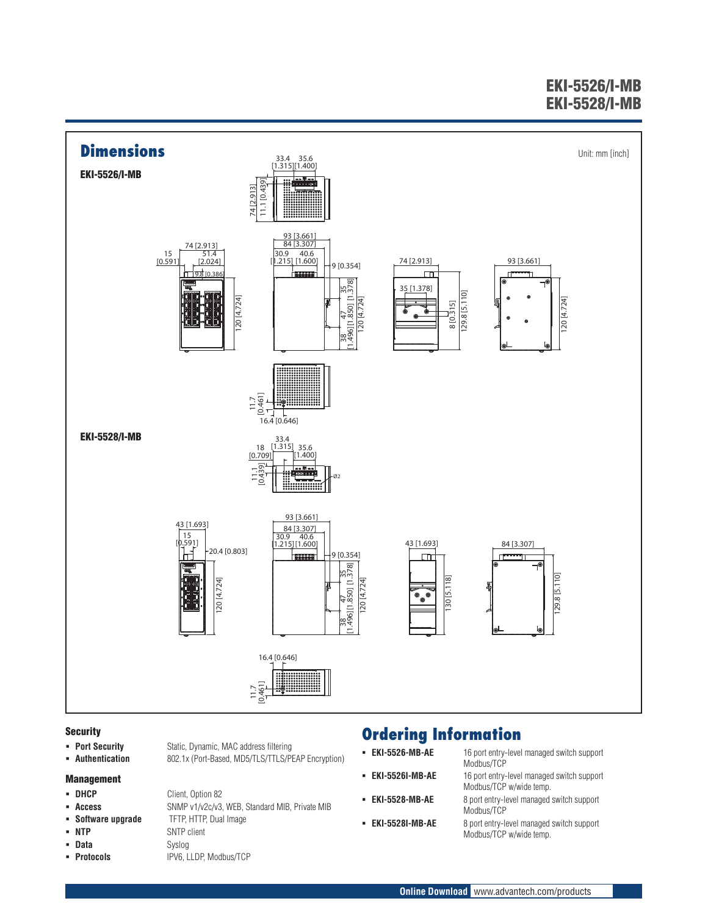# Dimensions

Unit: mm [inch]

### EKI-5526/I-MB

33.4 [1.315] 35.6 [1.400]
74 [2.913]
11.1 [0.439]

74 [2.913]
15 [0.591]
51.4 [2.024]
9.8 [0.386]
120 [4.724]

93 [3.661]
84 [3.307]
30.9 [1.215]
40.6 [1.600]
9 [0.354]
35 [1.378]
47 [1.850]
38 [1.496]
120 [4.724]

74 [2.913]
35 [1.378]
8 [0.315]
129.8 [5.110]

93 [3.661]
120 [4.724]

11.7 [0.461]
16.4 [0.646]

### EKI-5528/I-MB

33.4 [1.315]
18 [0.709]
35.6 [1.400]
11.1 [0.439]
Ø2

43 [1.693]
15 [0.591]
20.4 [0.803]
120 [4.724]

93 [3.661]
84 [3.307]
30.9 [1.215]
40.6 [1.600]
9 [0.354]
35 [1.378]
47 [1.850]
38 [1.496]
120 [4.724]

43 [1.693]
130 [5.118]

84 [3.307]
129.8 [5.110]

16.4 [0.646]
11.7 [0.461]

### Security

- **Port Security** Static, Dynamic, MAC address filtering
- **Authentication** 802.1x (Port-Based, MD5/TLS/TTLS/PEAP Encryption)

### Management

- **DHCP** Client, Option 82
- **Access** SNMP v1/v2c/v3, WEB, Standard MIB, Private MIB
- **Software upgrade** TFTP, HTTP, Dual Image
- **NTP** SNTP client
- **Data** Syslog
- **Protocols** IPV6, LLDP, Modbus/TCP

# Ordering Information

- **EKI-5526-MB-AE** 16 port entry-level managed switch support Modbus/TCP
- **EKI-5526I-MB-AE** 16 port entry-level managed switch support Modbus/TCP w/wide temp.
- **EKI-5528-MB-AE** 8 port entry-level managed switch support Modbus/TCP
- **EKI-5528I-MB-AE** 8 port entry-level managed switch support Modbus/TCP w/wide temp.

**Online Download** www.advantech.com/products